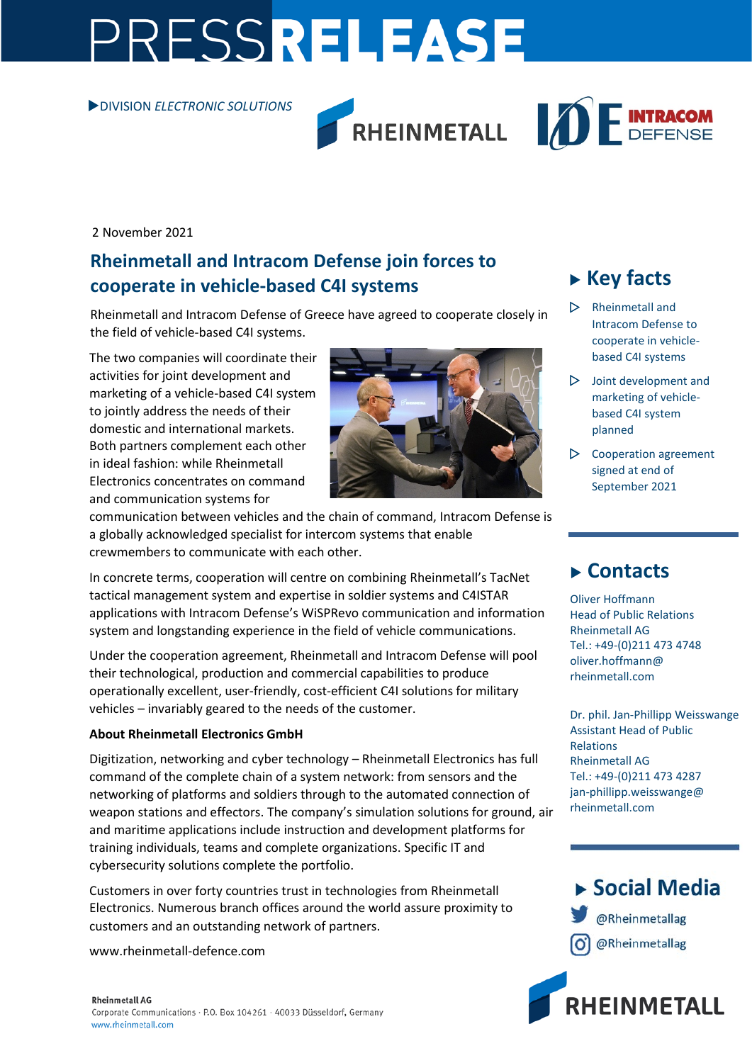# PRESSRELEASE

▶DIVISION *ELECTRONIC SOLUTIONS*

2 November 2021

## Rheinmetall and Intracom Defense join forces to cooperate in vehicle-based C4I systems

Rheinmetall and Intracom Defense of Greece have agreed to cooperate closely in the field of vehicle-based C4I systems.

The two companies will coordinate their activities for joint development and marketing of a vehicle-based C4I system to jointly address the needs of their domestic and international markets. Both partners complement each other in ideal fashion: while Rheinmetall Electronics concentrates on command and communication systems for communication between vehicles and the chain of command, Intracom Defense is a globally acknowledged specialist for intercom systems that enable crewmembers to communicate with each other.

In concrete terms, cooperation will centre on combining Rheinmetall's TacNet tactical management system and expertise in soldier systems and C4ISTAR applications with Intracom Defense's WiSPRevo communication and information system and longstanding experience in the field of vehicle communications.

Under the cooperation agreement, Rheinmetall and Intracom Defense will pool their technological, production and commercial capabilities to produce operationally excellent, user-friendly, cost-efficient C4I solutions for military vehicles – invariably geared to the needs of the customer.

**About Rheinmetall Electronics GmbH**

Digitization, networking and cyber technology – Rheinmetall Electronics has full command of the complete chain of a system network: from sensors and the networking of platforms and soldiers through to the automated connection of weapon stations and effectors. The company's simulation solutions for ground, air and maritime applications include instruction and development platforms for training individuals, teams and complete organizations. Specific IT and cybersecurity solutions complete the portfolio.

Customers in over forty countries trust in technologies from Rheinmetall Electronics. Numerous branch offices around the world assure proximity to customers and an outstanding network of partners.

www.rheinmetall-defence.com

## ▶ Key facts

- Rheinmetall and Intracom Defense to cooperate in vehicle-based C4I systems
- Joint development and marketing of vehicle-based C4I system planned
- Cooperation agreement signed at end of September 2021

## ▶ Contacts

Oliver Hoffmann
Head of Public Relations
Rheinmetall AG
Tel.: +49-(0)211 473 4748
oliver.hoffmann@rheinmetall.com

Dr. phil. Jan-Phillipp Weisswange
Assistant Head of Public Relations
Rheinmetall AG
Tel.: +49-(0)211 473 4287
jan-phillipp.weisswange@rheinmetall.com

## ▶ Social Media

@Rheinmetallag

@Rheinmetallag

**Rheinmetall AG**
Corporate Communications · P.O. Box 104261 · 40033 Düsseldorf, Germany
www.rheinmetall.com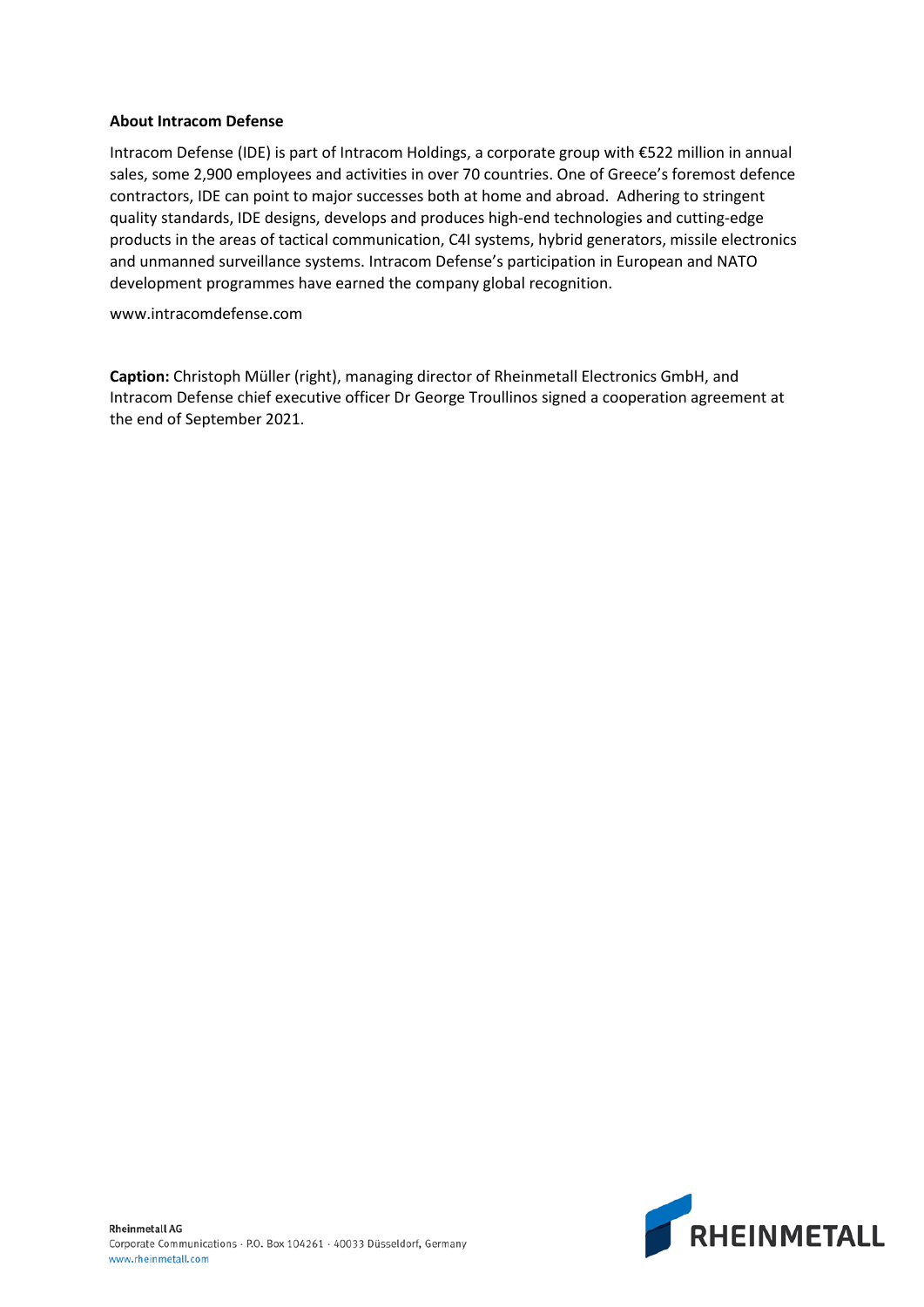**About Intracom Defense**

Intracom Defense (IDE) is part of Intracom Holdings, a corporate group with €522 million in annual sales, some 2,900 employees and activities in over 70 countries. One of Greece's foremost defence contractors, IDE can point to major successes both at home and abroad. Adhering to stringent quality standards, IDE designs, develops and produces high-end technologies and cutting-edge products in the areas of tactical communication, C4I systems, hybrid generators, missile electronics and unmanned surveillance systems. Intracom Defense's participation in European and NATO development programmes have earned the company global recognition.

www.intracomdefense.com

**Caption:** Christoph Müller (right), managing director of Rheinmetall Electronics GmbH, and Intracom Defense chief executive officer Dr George Troullinos signed a cooperation agreement at the end of September 2021.